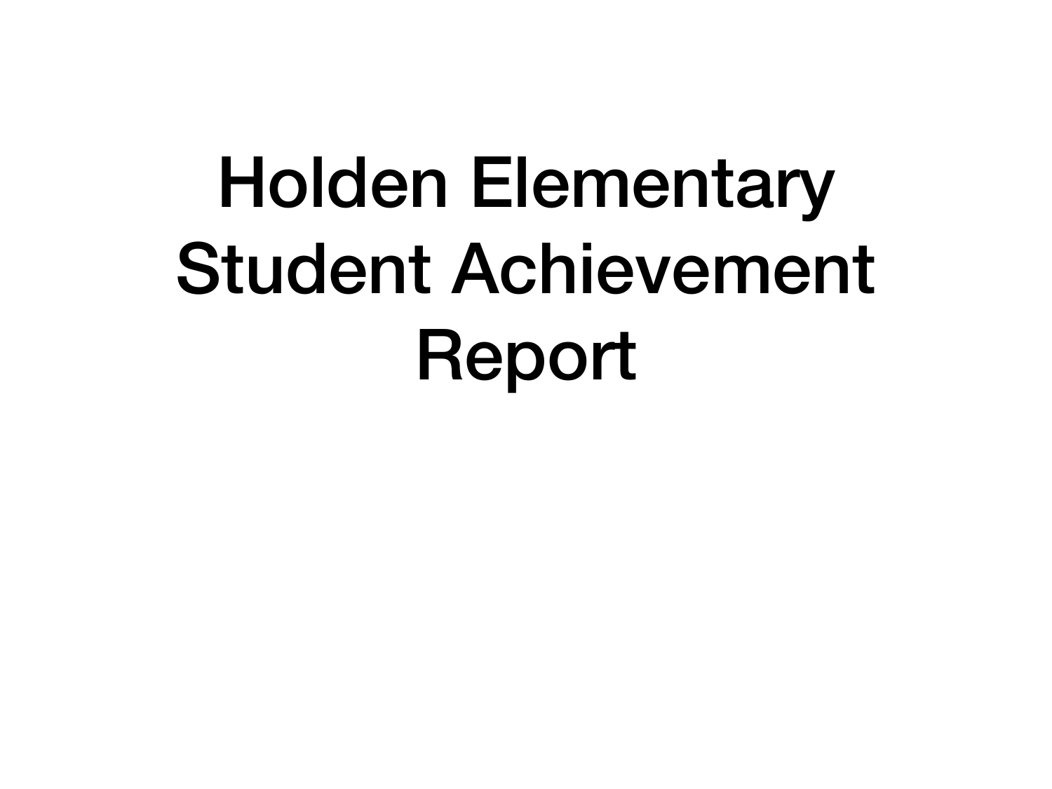# Holden Elementary Student Achievement Report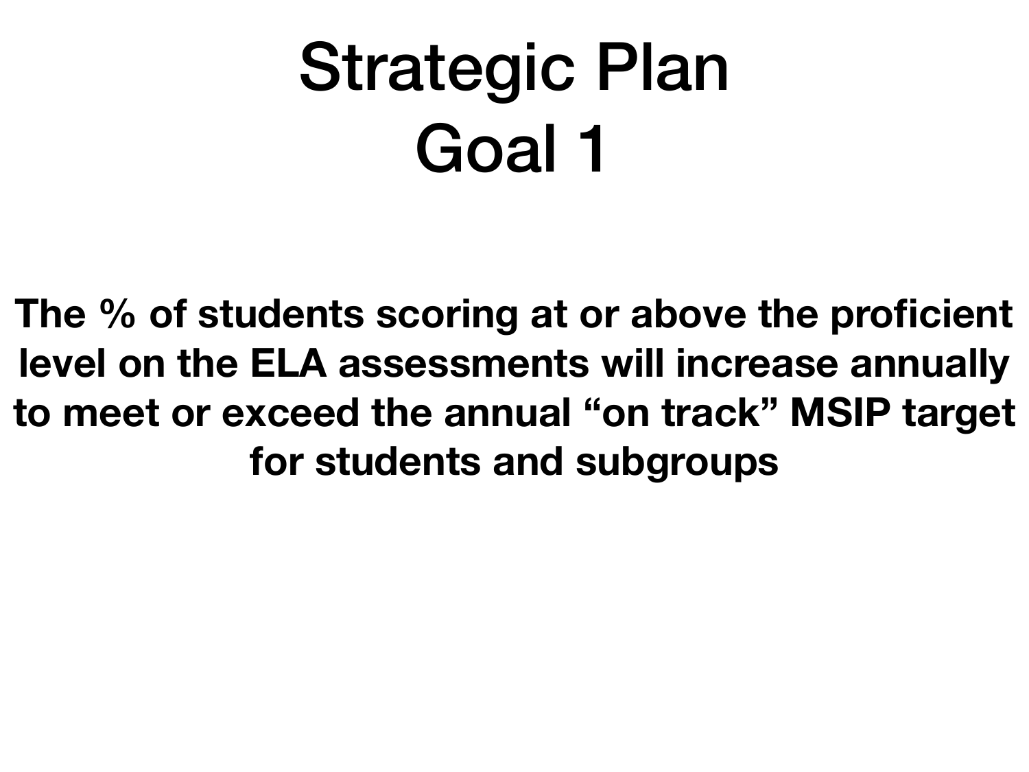# Strategic Plan
# Goal 1

**The % of students scoring at or above the proficient level on the ELA assessments will increase annually to meet or exceed the annual “on track” MSIP target for students and subgroups**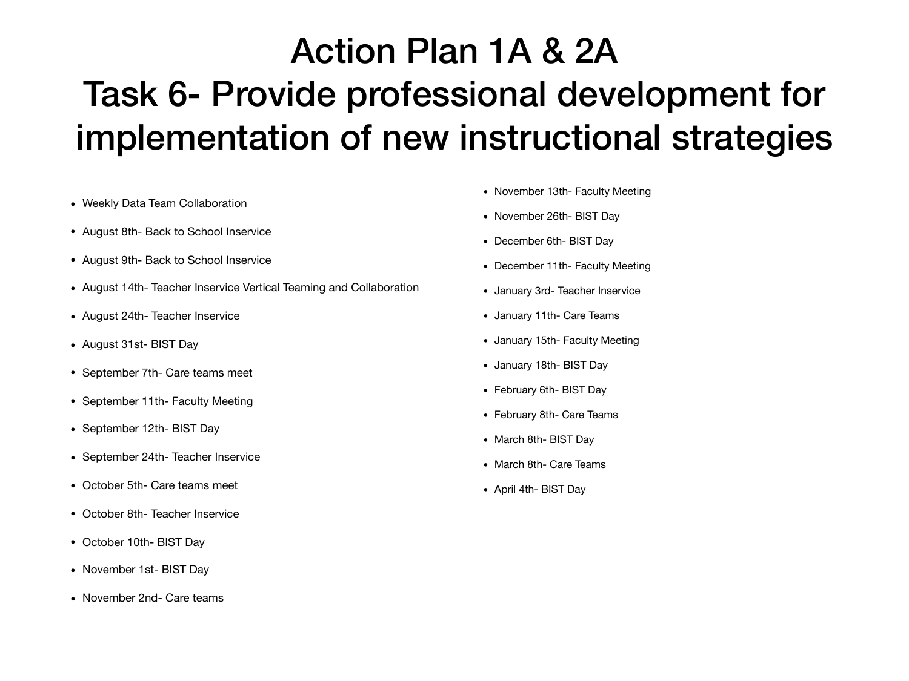# Action Plan 1A & 2A
# Task 6- Provide professional development for implementation of new instructional strategies

- Weekly Data Team Collaboration
- August 8th- Back to School Inservice
- August 9th- Back to School Inservice
- August 14th- Teacher Inservice Vertical Teaming and Collaboration
- August 24th- Teacher Inservice
- August 31st- BIST Day
- September 7th- Care teams meet
- September 11th- Faculty Meeting
- September 12th- BIST Day
- September 24th- Teacher Inservice
- October 5th- Care teams meet
- October 8th- Teacher Inservice
- October 10th- BIST Day
- November 1st- BIST Day
- November 2nd- Care teams
- November 13th- Faculty Meeting
- November 26th- BIST Day
- December 6th- BIST Day
- December 11th- Faculty Meeting
- January 3rd- Teacher Inservice
- January 11th- Care Teams
- January 15th- Faculty Meeting
- January 18th- BIST Day
- February 6th- BIST Day
- February 8th- Care Teams
- March 8th- BIST Day
- March 8th- Care Teams
- April 4th- BIST Day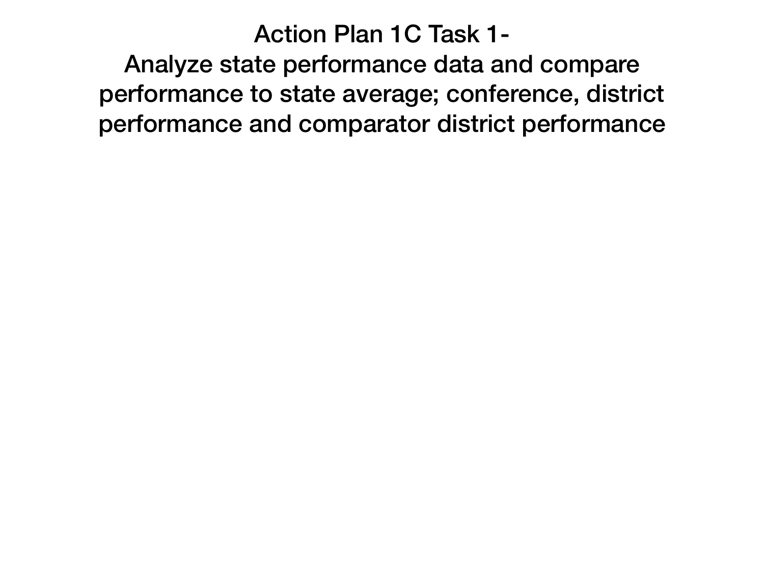# Action Plan 1C Task 1-

## Analyze state performance data and compare performance to state average; conference, district performance and comparator district performance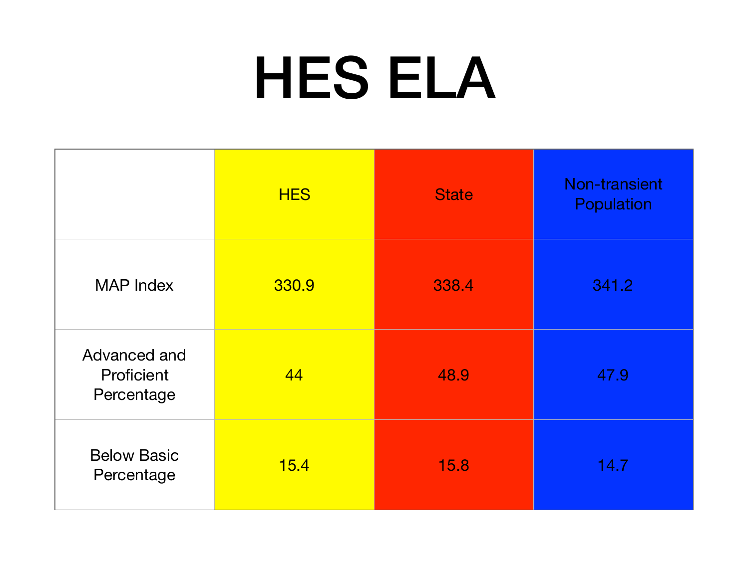# HES ELA

| | HES | State | Non-transient Population |
|---|---|---|---|
| MAP Index | 330.9 | 338.4 | 341.2 |
| Advanced and Proficient Percentage | 44 | 48.9 | 47.9 |
| Below Basic Percentage | 15.4 | 15.8 | 14.7 |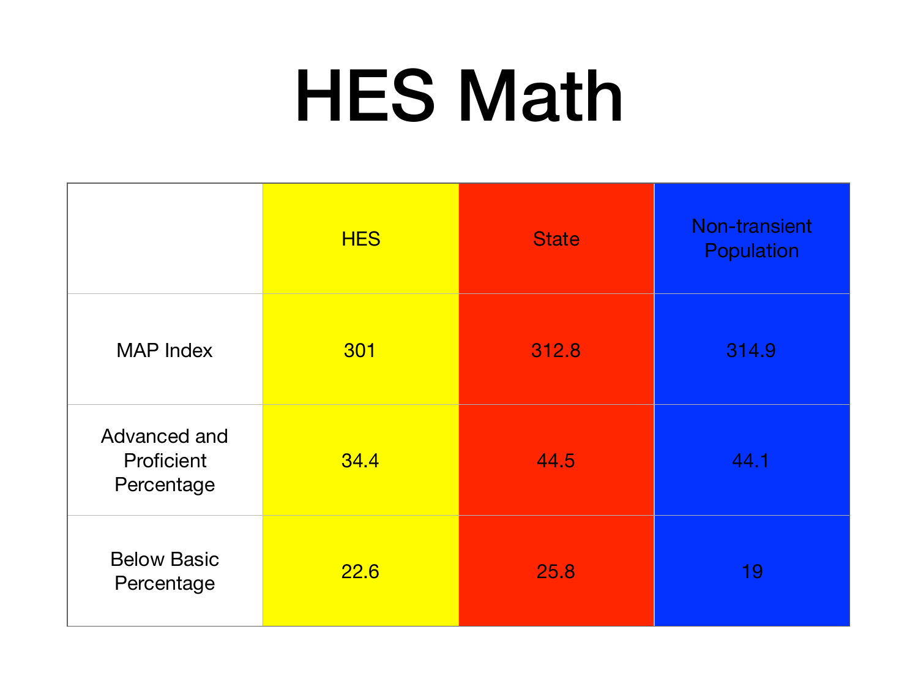# HES Math

| | HES | State | Non-transient Population |
|---|---|---|---|
| MAP Index | 301 | 312.8 | 314.9 |
| Advanced and Proficient Percentage | 34.4 | 44.5 | 44.1 |
| Below Basic Percentage | 22.6 | 25.8 | 19 |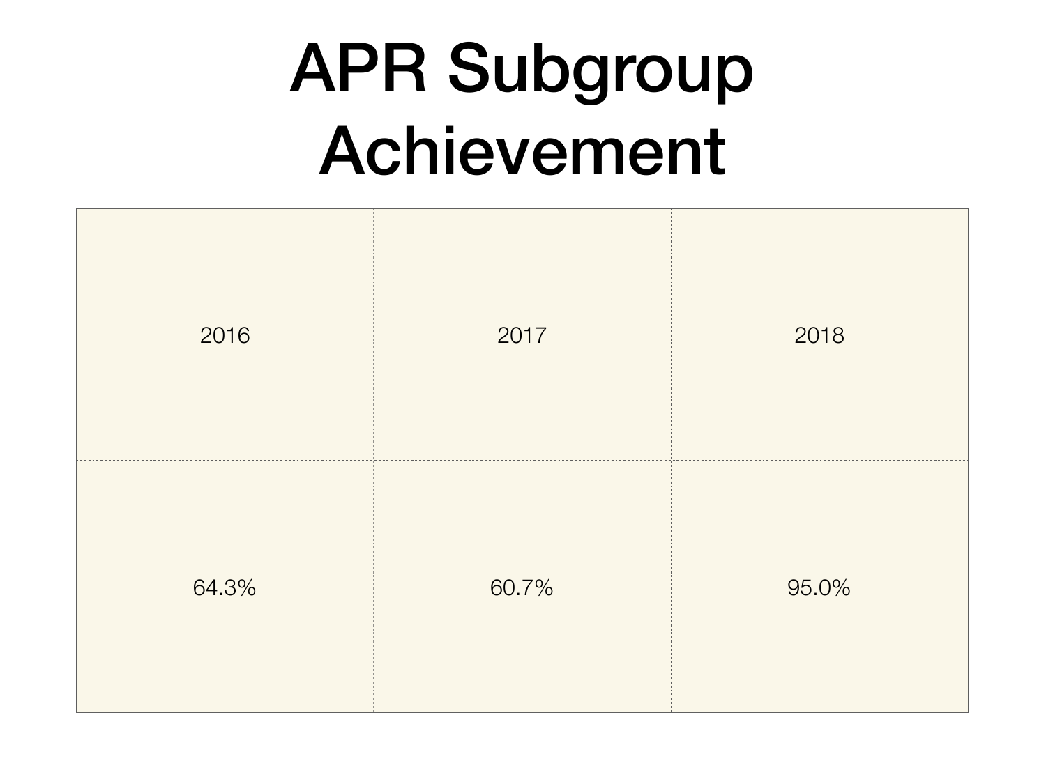# APR Subgroup Achievement

| 2016 | 2017 | 2018 |
|---|---|---|
| 64.3% | 60.7% | 95.0% |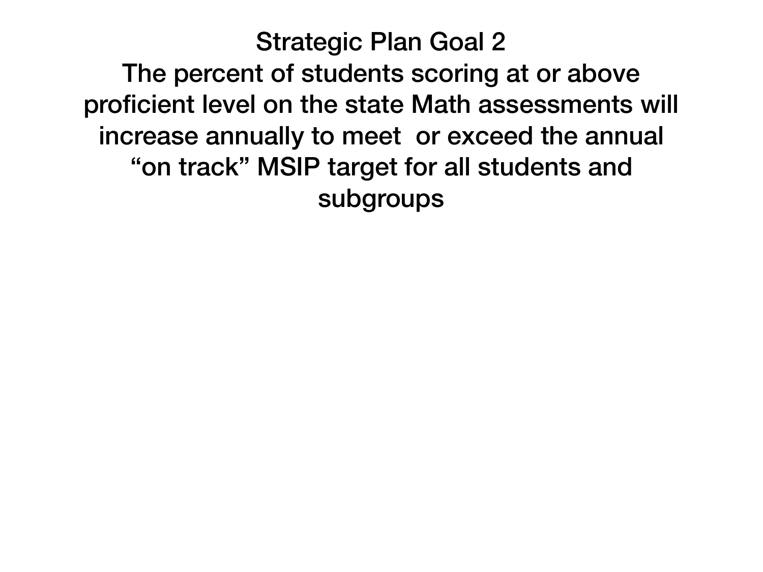# Strategic Plan Goal 2

The percent of students scoring at or above proficient level on the state Math assessments will increase annually to meet or exceed the annual "on track" MSIP target for all students and subgroups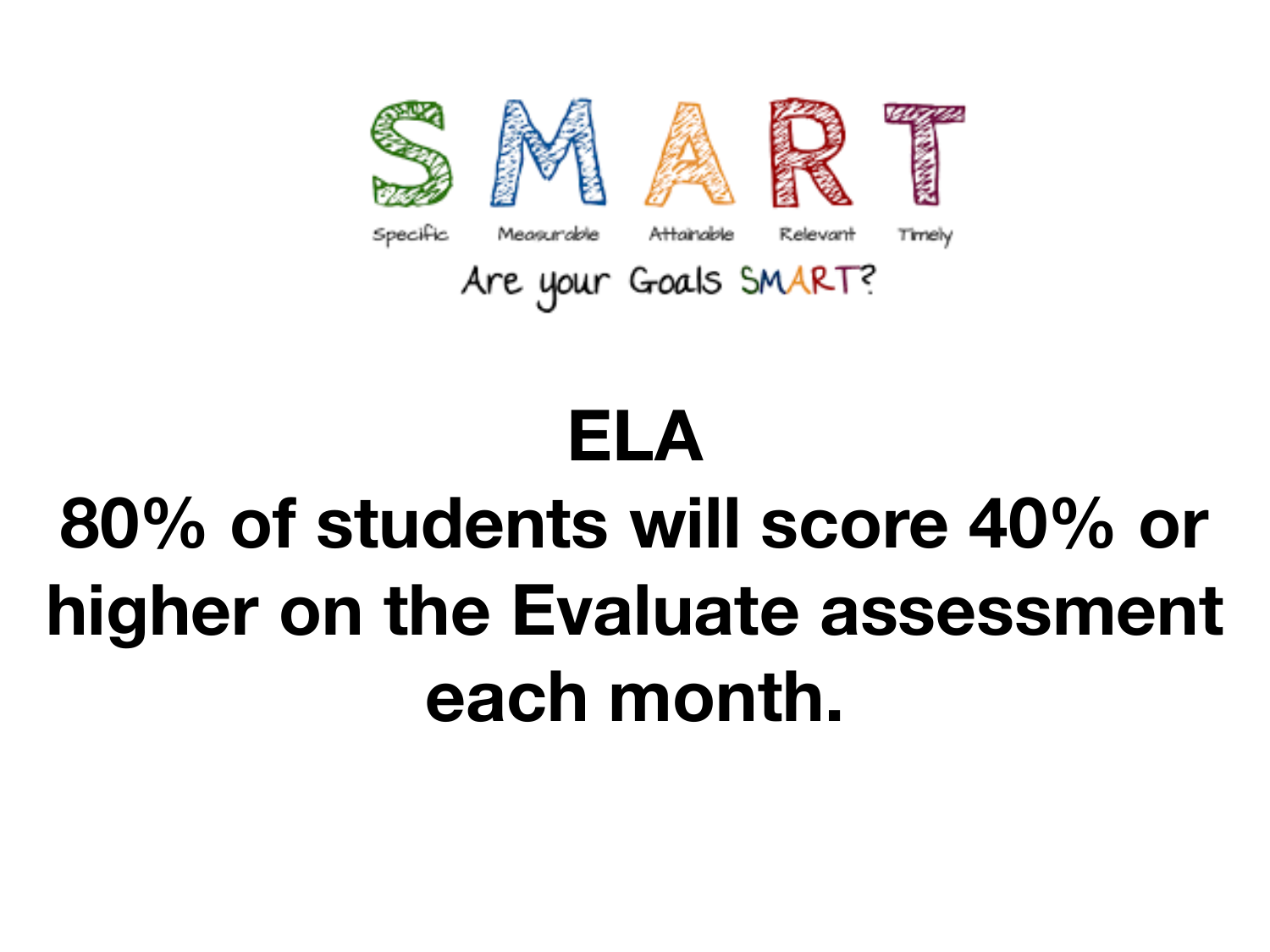SMART

Specific Measurable Attainable Relevant Timely

Are your Goals SMART?

# ELA

## 80% of students will score 40% or higher on the Evaluate assessment each month.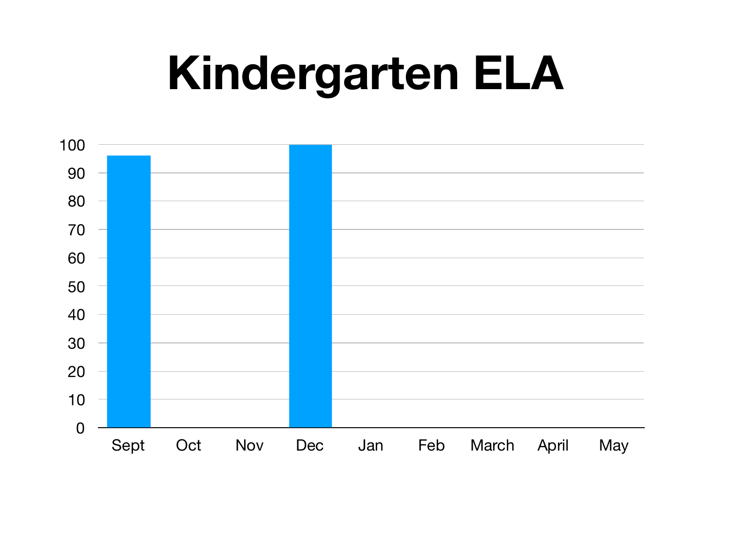# Kindergarten ELA

| Month | Value |
|---|---|
| Sept | 96 |
| Oct | |
| Nov | |
| Dec | 100 |
| Jan | |
| Feb | |
| March | |
| April | |
| May | |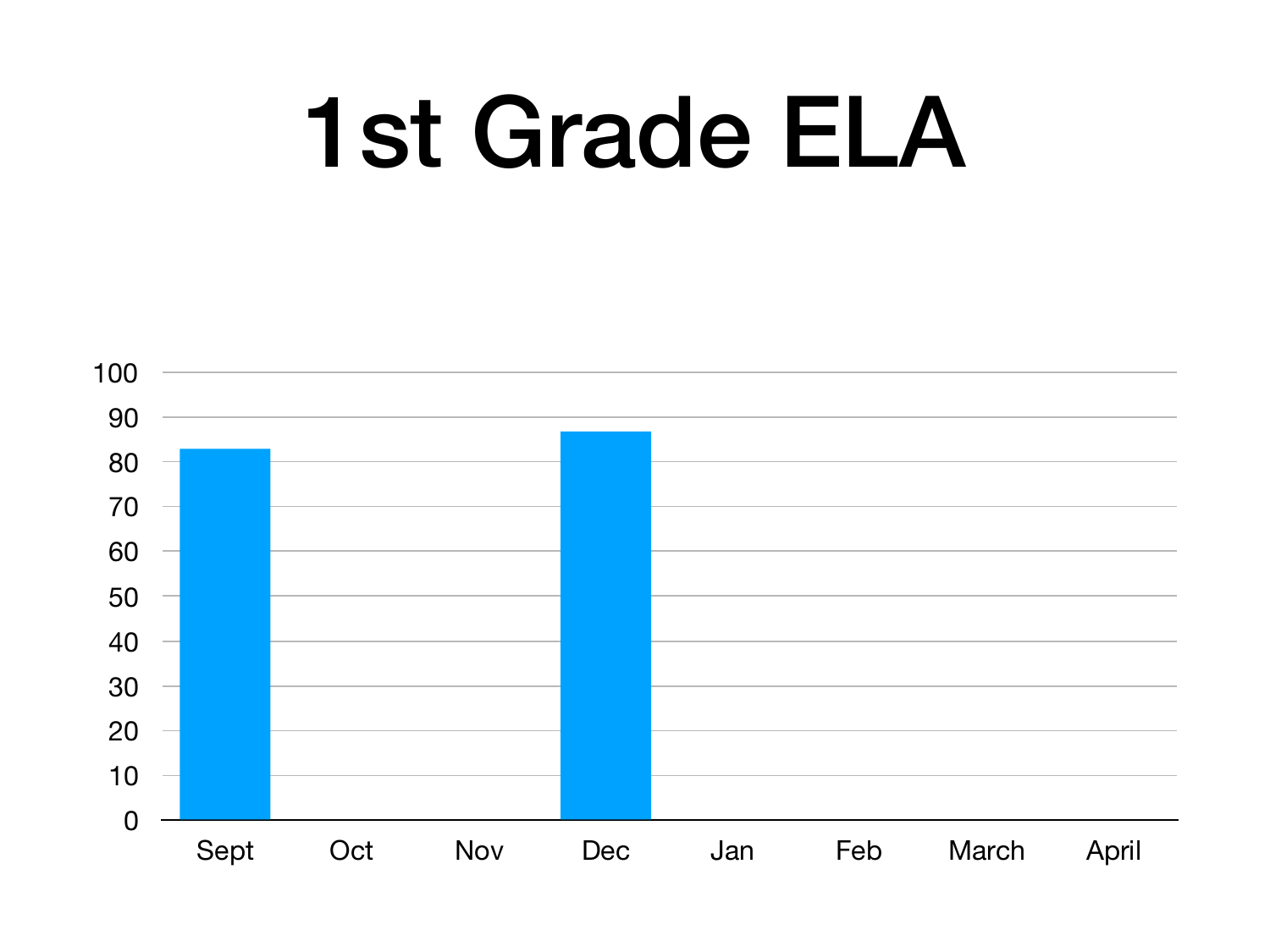# 1st Grade ELA

| | Sept | Oct | Nov | Dec | Jan | Feb | March | April |
|---|---|---|---|---|---|---|---|---|
| 1st Grade ELA | 83 | | | 87 | | | | |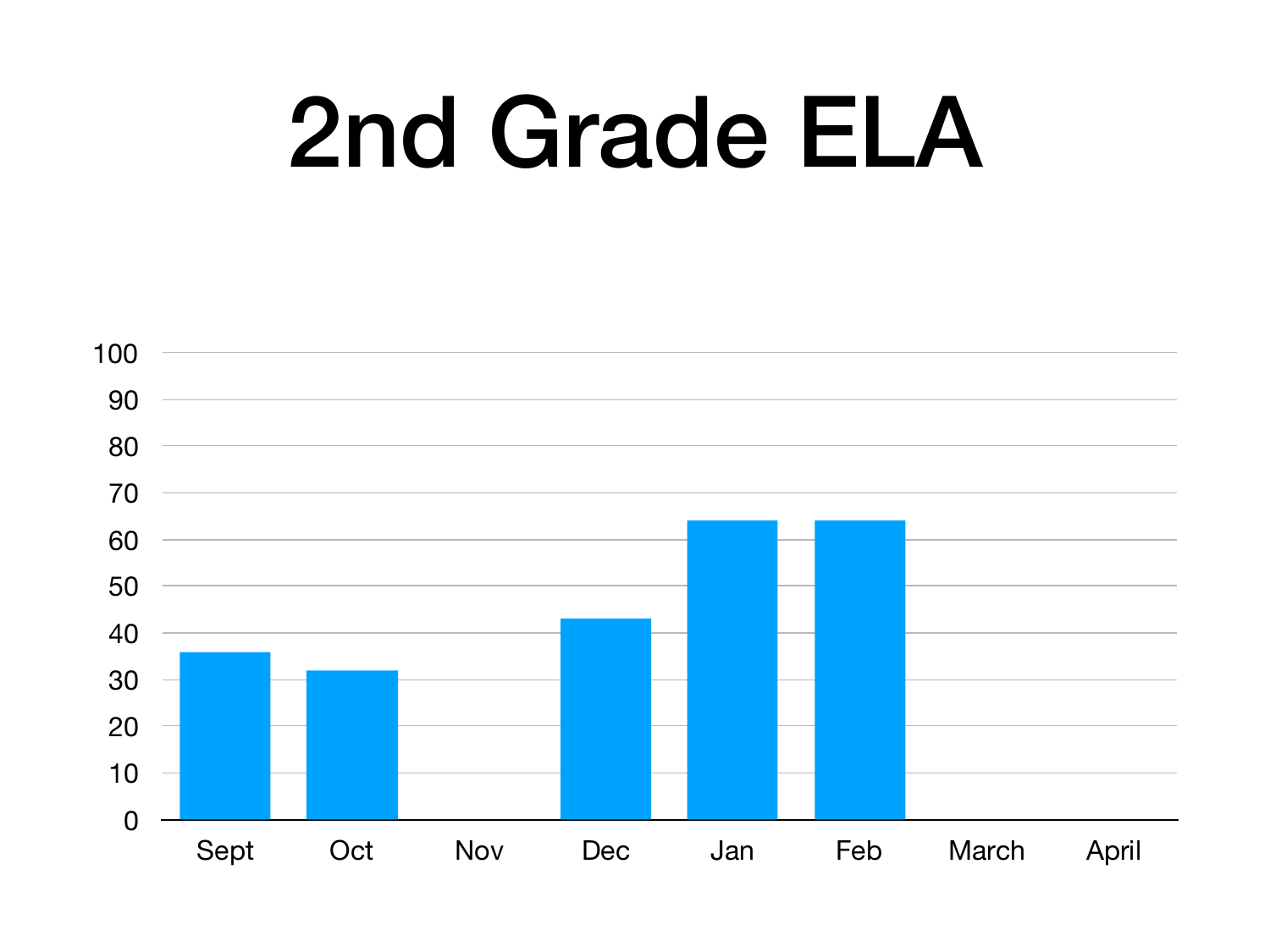# 2nd Grade ELA

| Month | Value |
|---|---|
| Sept | 36 |
| Oct | 32 |
| Nov | |
| Dec | 43 |
| Jan | 64 |
| Feb | 64 |
| March | |
| April | |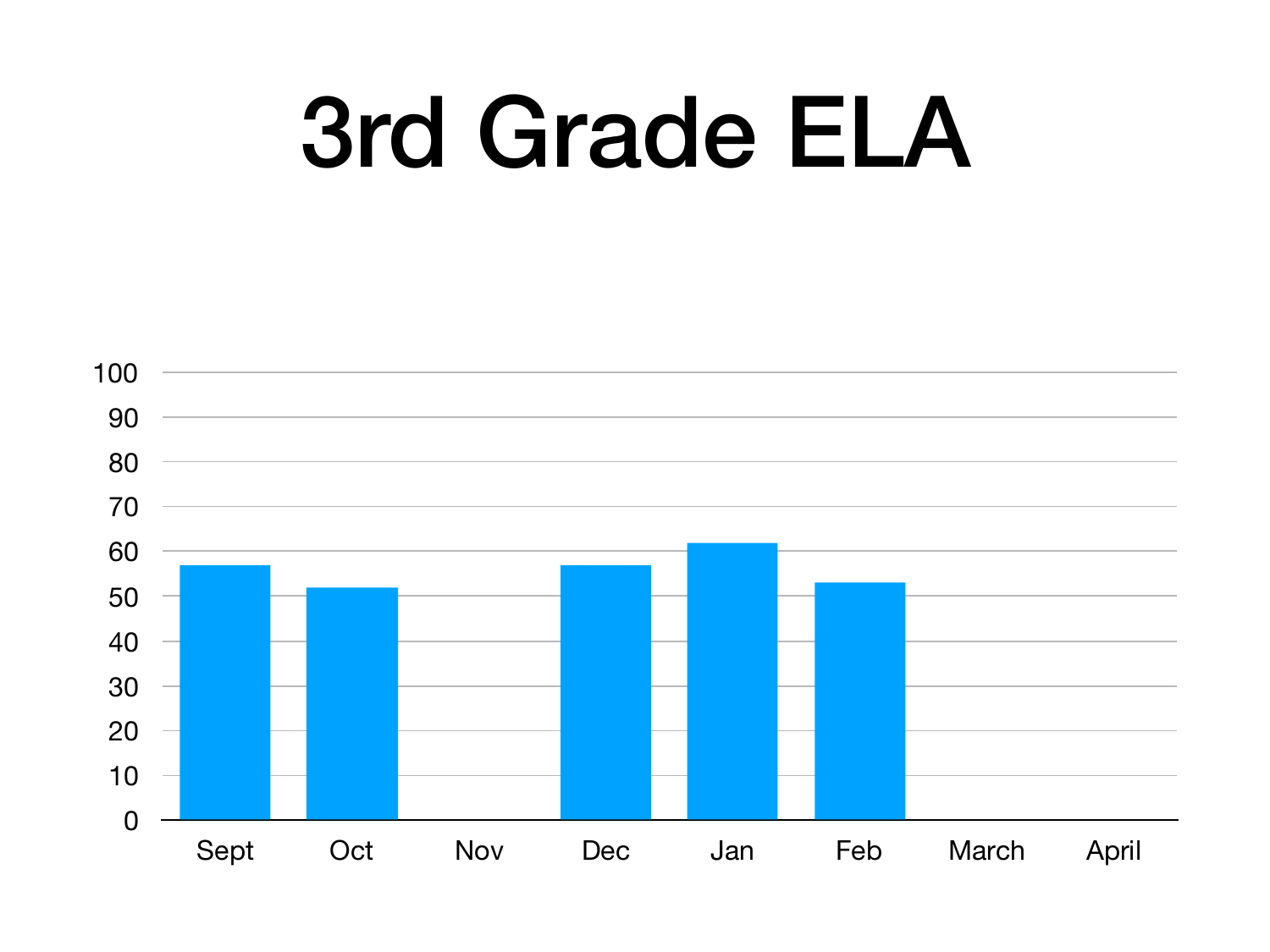# 3rd Grade ELA

| Month | Value |
|---|---|
| Sept | 57 |
| Oct | 52 |
| Nov | |
| Dec | 57 |
| Jan | 62 |
| Feb | 53 |
| March | |
| April | |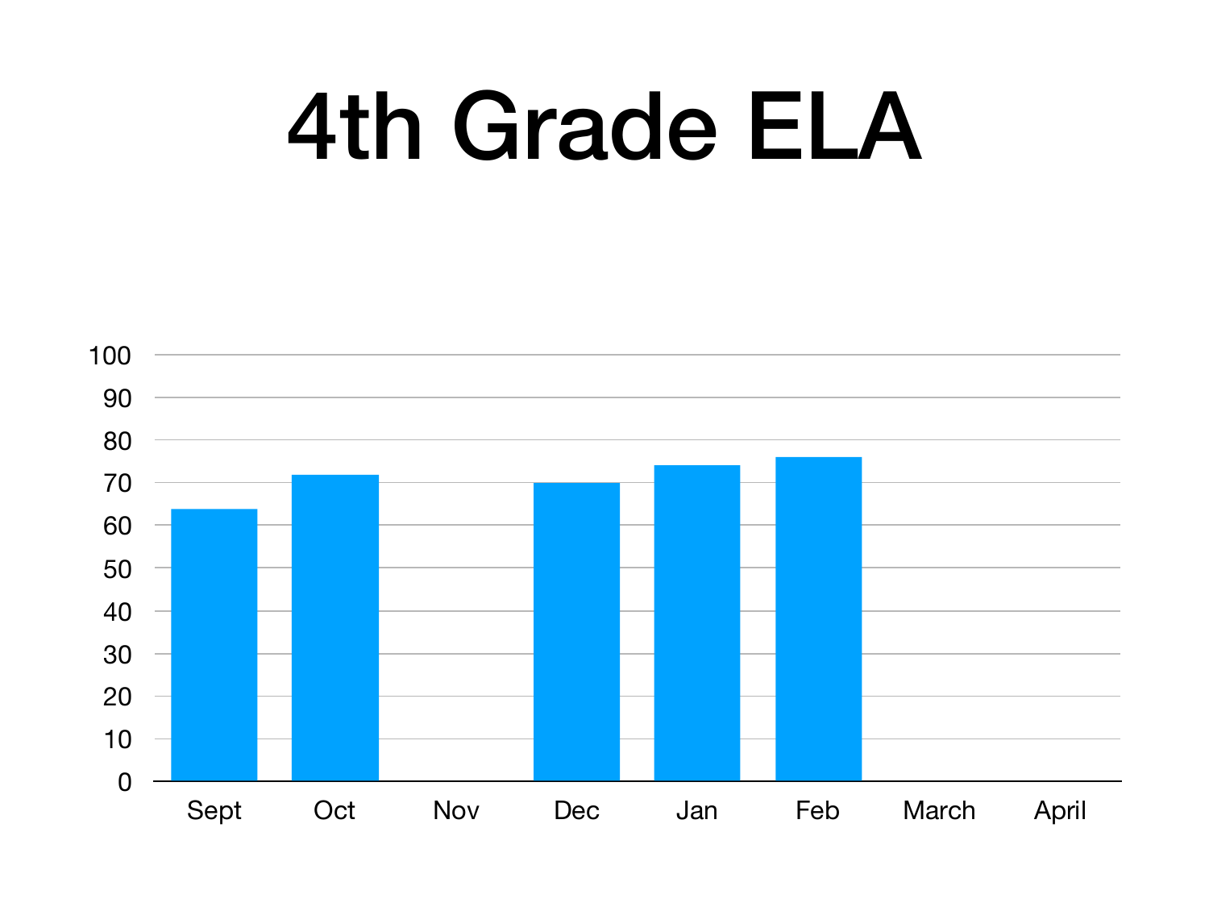# 4th Grade ELA

100
90
80
70
60
50
40
30
20
10
0

Sept Oct Nov Dec Jan Feb March April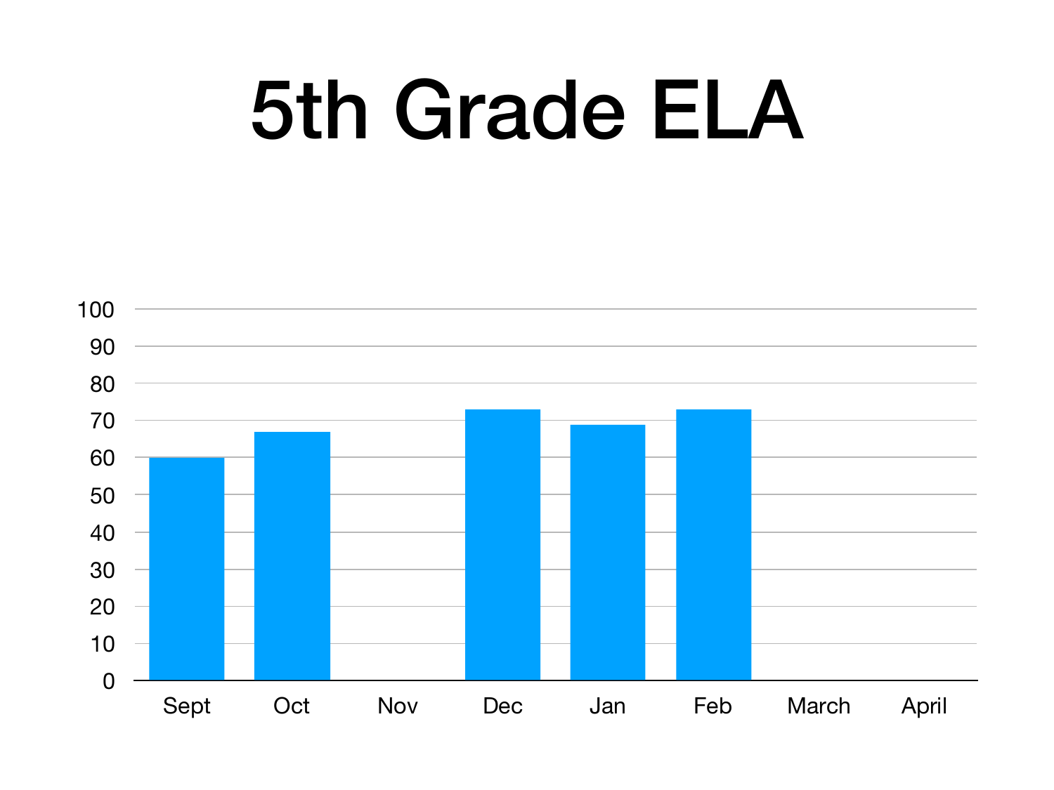# 5th Grade ELA

| Month | Value |
|---|---|
| Sept | 60 |
| Oct | 67 |
| Nov | |
| Dec | 73 |
| Jan | 69 |
| Feb | 73 |
| March | |
| April | |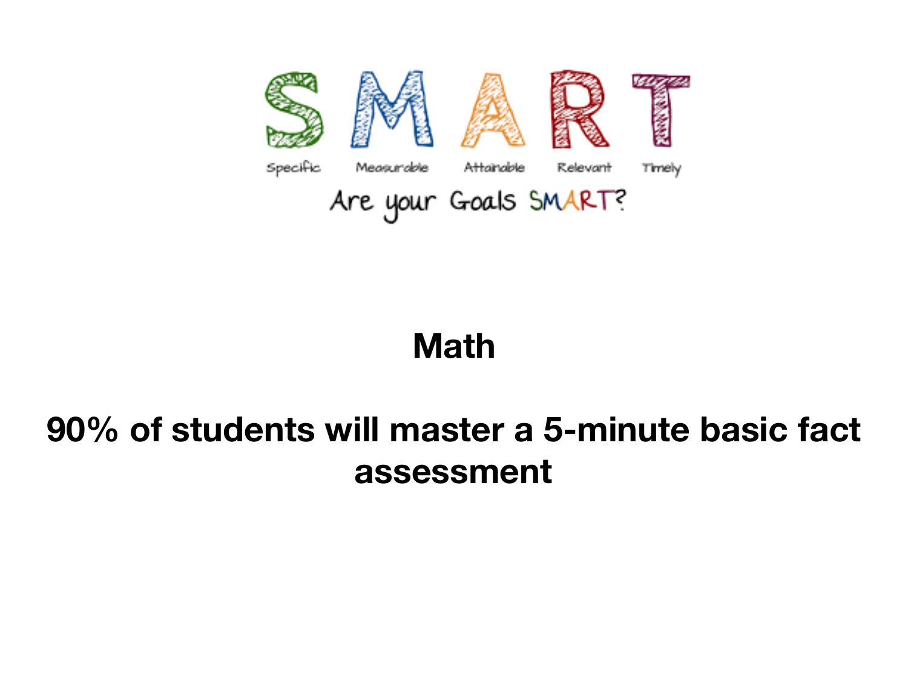# SMART

Specific Measurable Attainable Relevant Timely

Are your Goals SMART?

## Math

**90% of students will master a 5-minute basic fact assessment**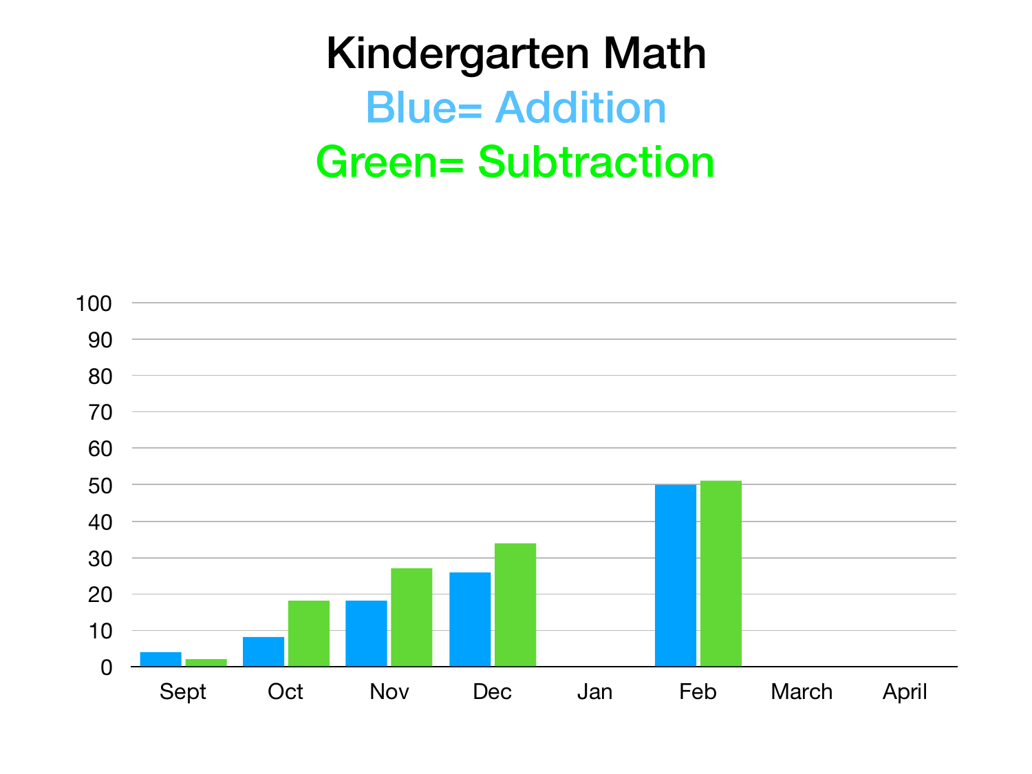# Kindergarten Math

Blue= Addition

Green= Subtraction

| Month | Addition (Blue) | Subtraction (Green) |
|---|---|---|
| Sept | 4 | 2 |
| Oct | 8 | 18 |
| Nov | 18 | 27 |
| Dec | 26 | 34 |
| Jan | | |
| Feb | 50 | 51 |
| March | | |
| April | | |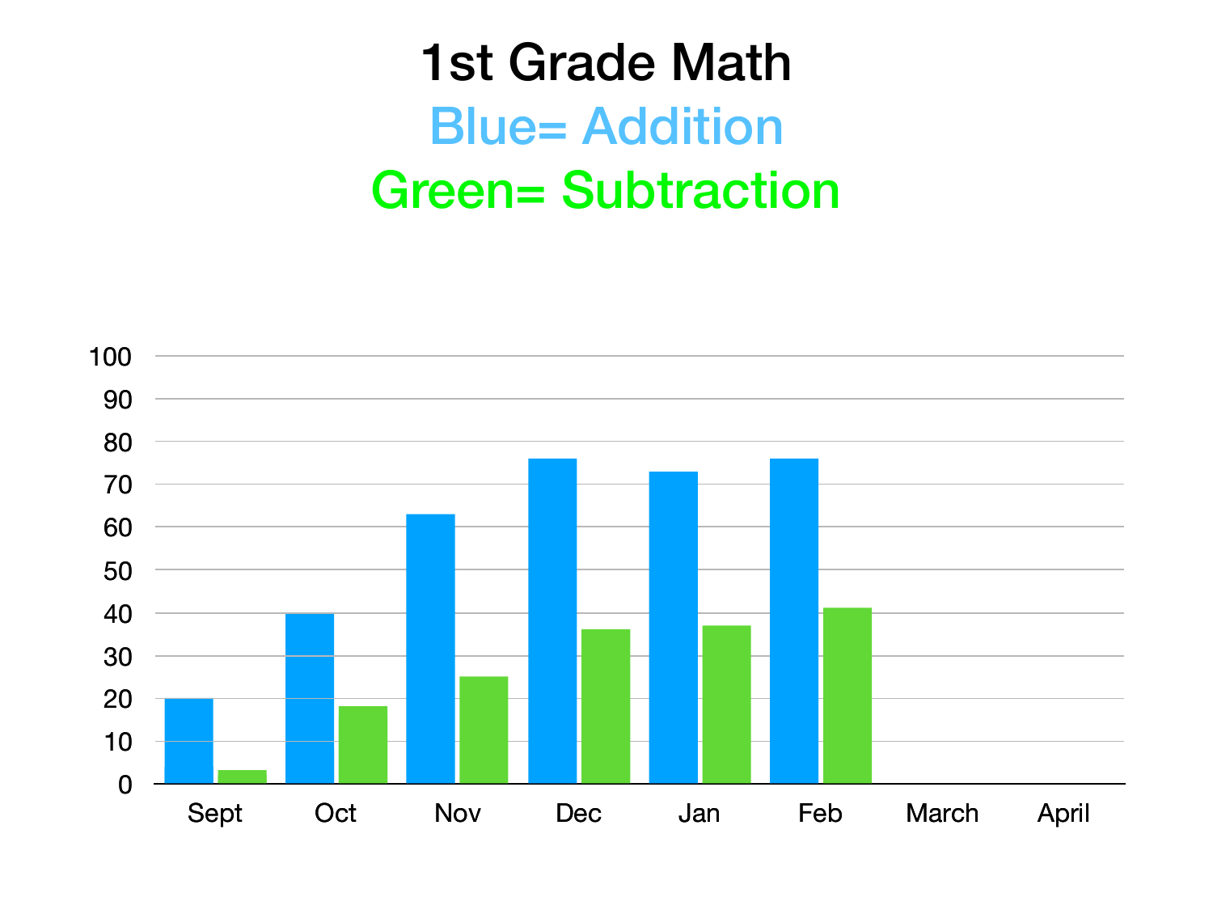# 1st Grade Math

**Blue= Addition**

**Green= Subtraction**

| Month | Addition (Blue) | Subtraction (Green) |
| --- | --- | --- |
| Sept | 20 | 3 |
| Oct | 40 | 18 |
| Nov | 63 | 25 |
| Dec | 76 | 36 |
| Jan | 73 | 37 |
| Feb | 76 | 41 |
| March | | |
| April | | |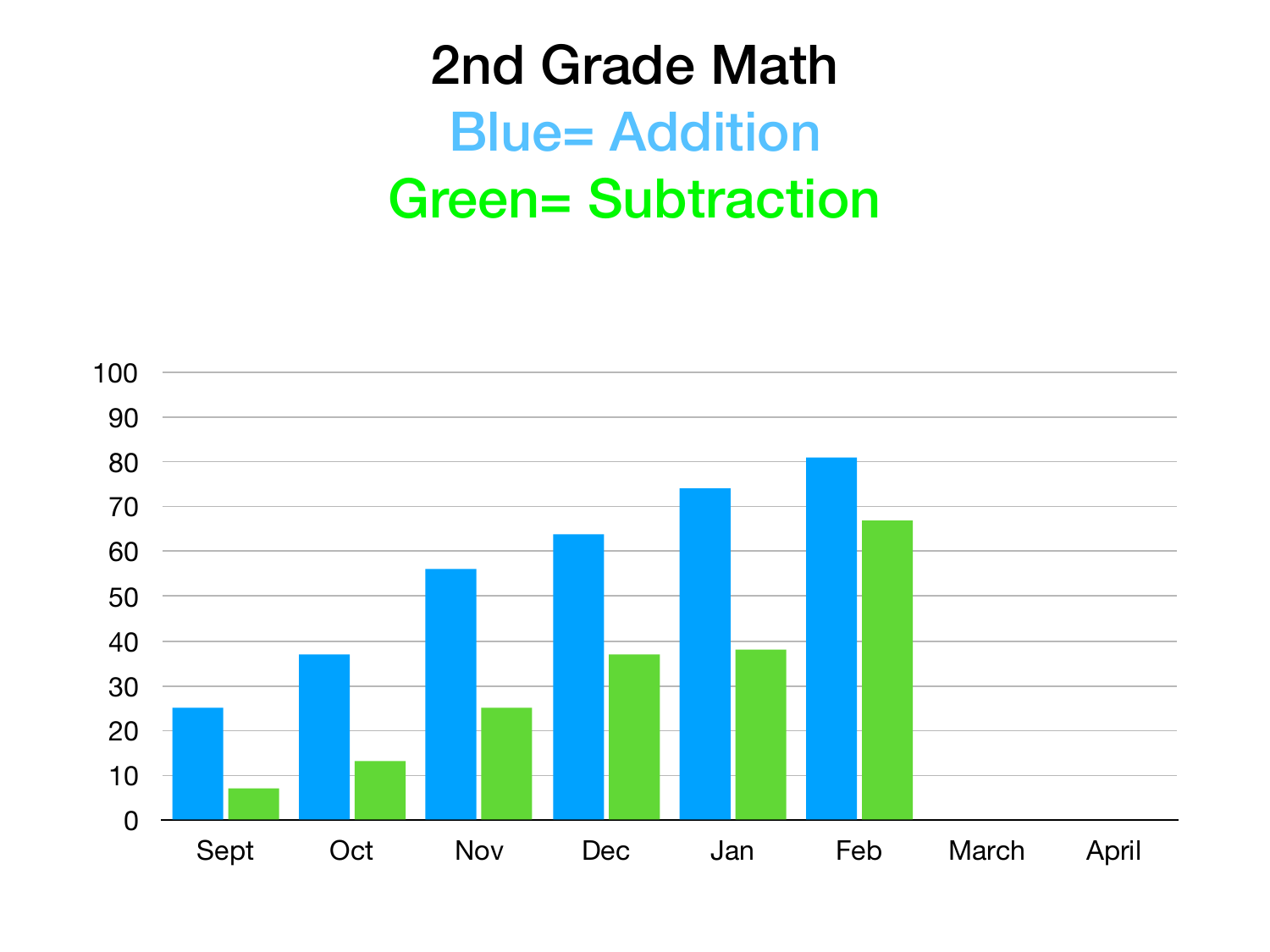# 2nd Grade Math

Blue= Addition

Green= Subtraction

| Month | Addition | Subtraction |
|---|---|---|
| Sept | 25 | 7 |
| Oct | 37 | 13 |
| Nov | 56 | 25 |
| Dec | 64 | 37 |
| Jan | 74 | 38 |
| Feb | 81 | 67 |
| March | | |
| April | | |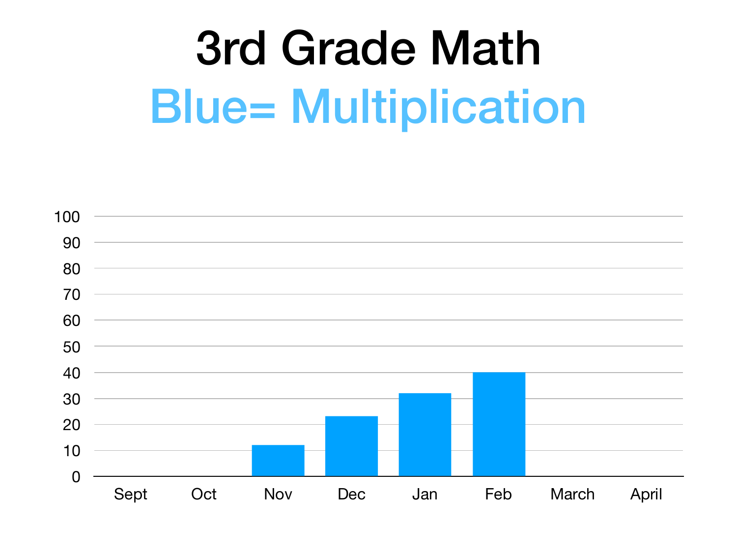# 3rd Grade Math

## Blue= Multiplication

| Month | Value |
|---|---|
| Sept | |
| Oct | |
| Nov | 12 |
| Dec | 23 |
| Jan | 32 |
| Feb | 40 |
| March | |
| April | |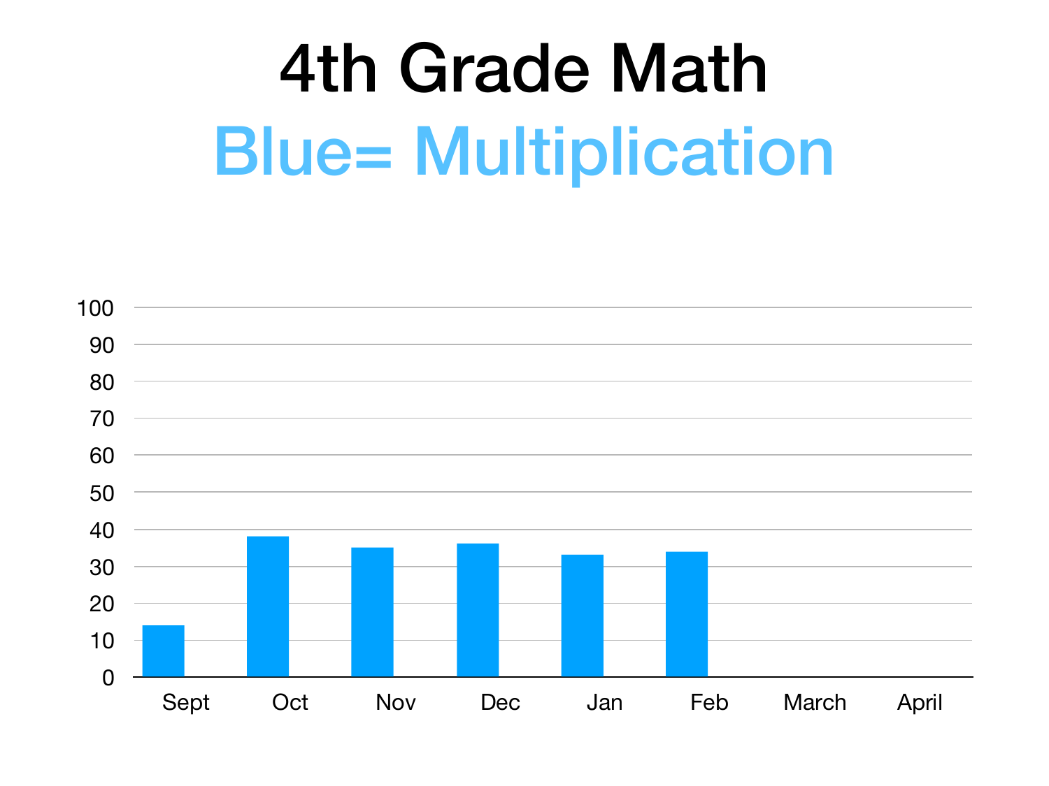# 4th Grade Math

## Blue= Multiplication

| Month | Multiplication |
| --- | --- |
| Sept | 14 |
| Oct | 38 |
| Nov | 35 |
| Dec | 36 |
| Jan | 33 |
| Feb | 34 |
| March | |
| April | |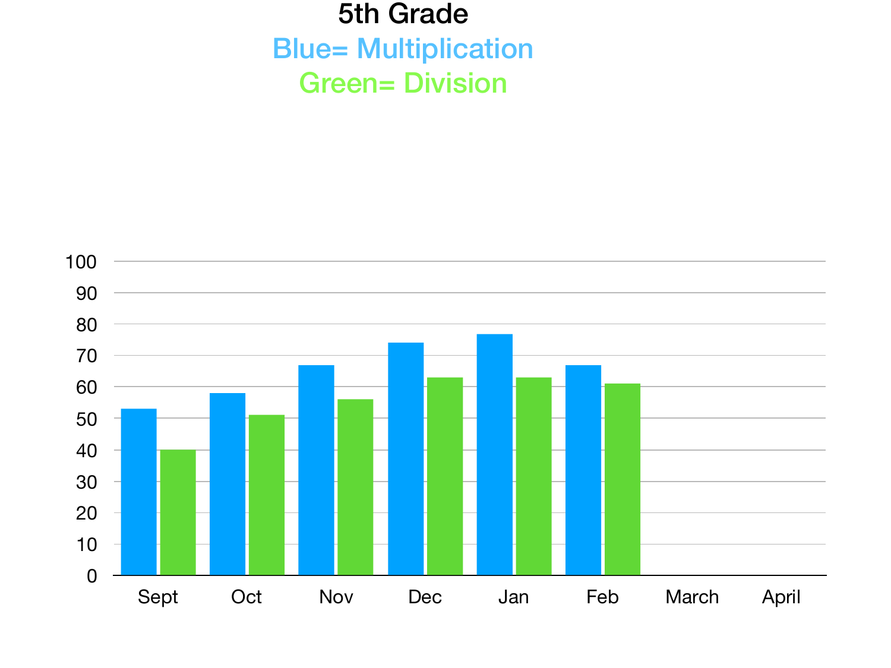# 5th Grade

Blue= Multiplication

Green= Division

100
90
80
70
60
50
40
30
20
10
0

Sept | Oct | Nov | Dec | Jan | Feb | March | April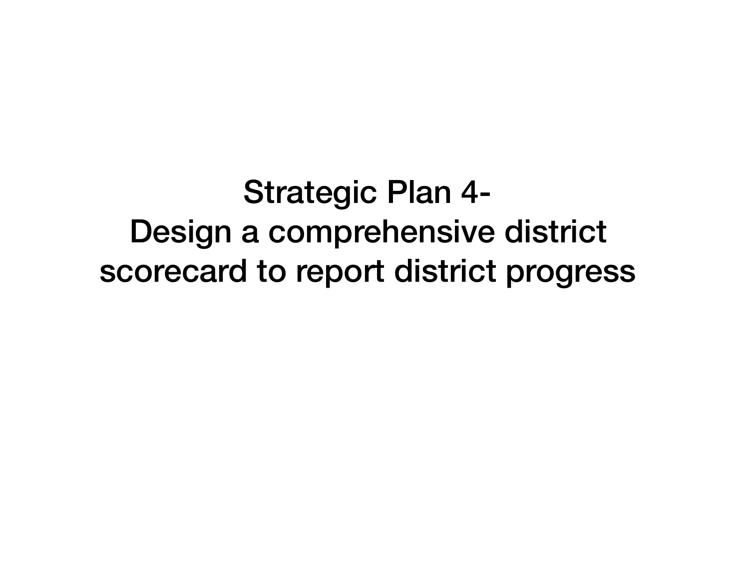# Strategic Plan 4- Design a comprehensive district scorecard to report district progress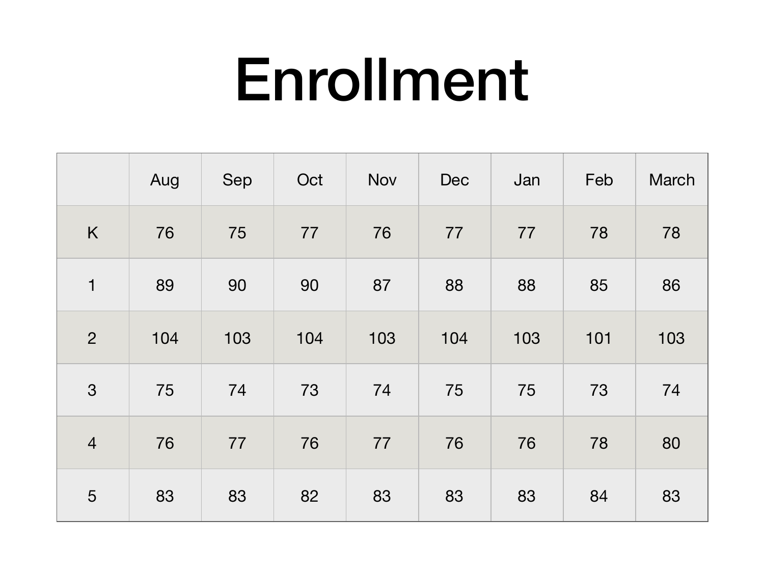# Enrollment

| | Aug | Sep | Oct | Nov | Dec | Jan | Feb | March |
|---|---|---|---|---|---|---|---|---|
| K | 76 | 75 | 77 | 76 | 77 | 77 | 78 | 78 |
| 1 | 89 | 90 | 90 | 87 | 88 | 88 | 85 | 86 |
| 2 | 104 | 103 | 104 | 103 | 104 | 103 | 101 | 103 |
| 3 | 75 | 74 | 73 | 74 | 75 | 75 | 73 | 74 |
| 4 | 76 | 77 | 76 | 77 | 76 | 76 | 78 | 80 |
| 5 | 83 | 83 | 82 | 83 | 83 | 83 | 84 | 83 |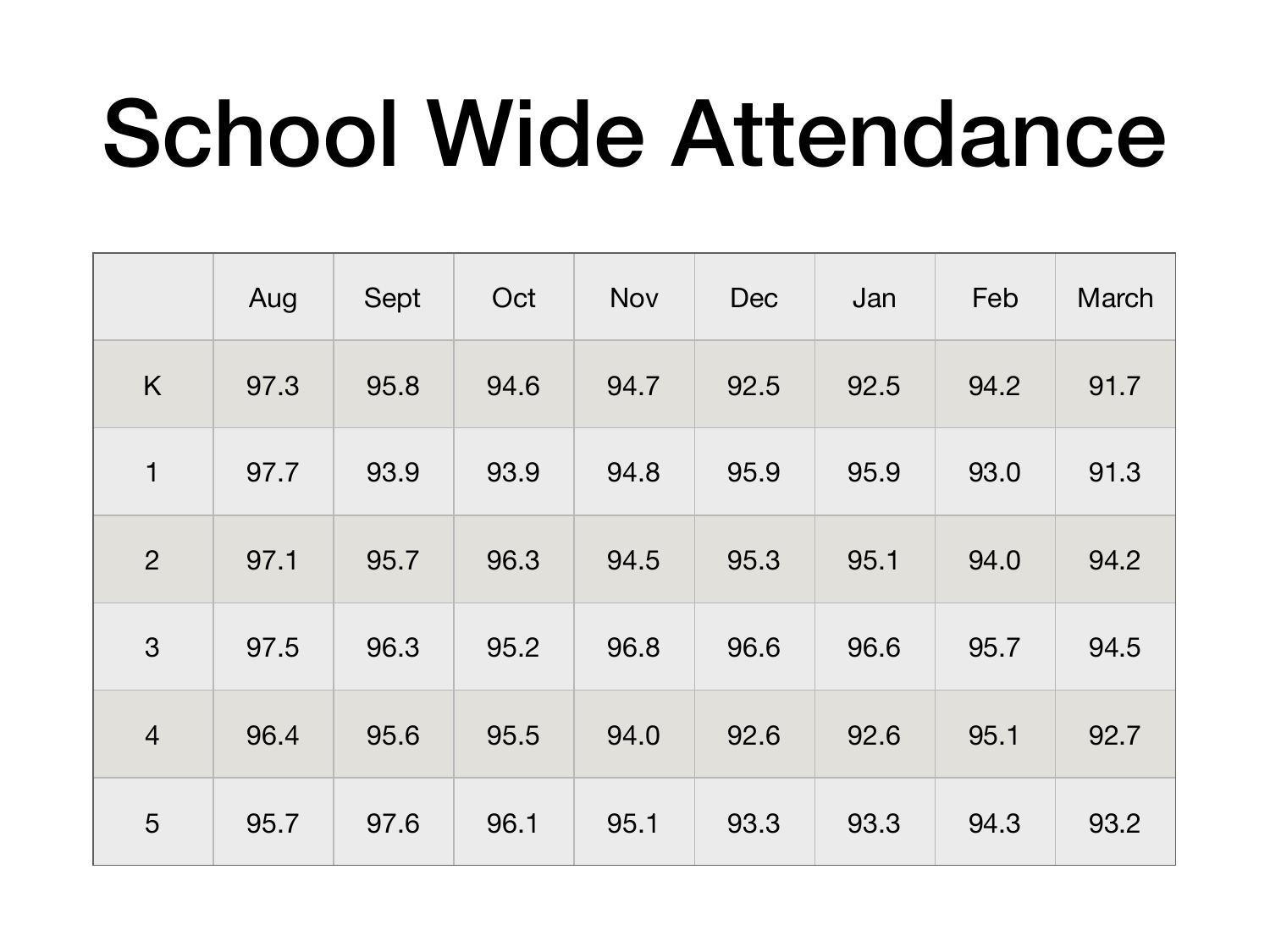# School Wide Attendance

| | Aug | Sept | Oct | Nov | Dec | Jan | Feb | March |
|---|---|---|---|---|---|---|---|---|
| K | 97.3 | 95.8 | 94.6 | 94.7 | 92.5 | 92.5 | 94.2 | 91.7 |
| 1 | 97.7 | 93.9 | 93.9 | 94.8 | 95.9 | 95.9 | 93.0 | 91.3 |
| 2 | 97.1 | 95.7 | 96.3 | 94.5 | 95.3 | 95.1 | 94.0 | 94.2 |
| 3 | 97.5 | 96.3 | 95.2 | 96.8 | 96.6 | 96.6 | 95.7 | 94.5 |
| 4 | 96.4 | 95.6 | 95.5 | 94.0 | 92.6 | 92.6 | 95.1 | 92.7 |
| 5 | 95.7 | 97.6 | 96.1 | 95.1 | 93.3 | 93.3 | 94.3 | 93.2 |